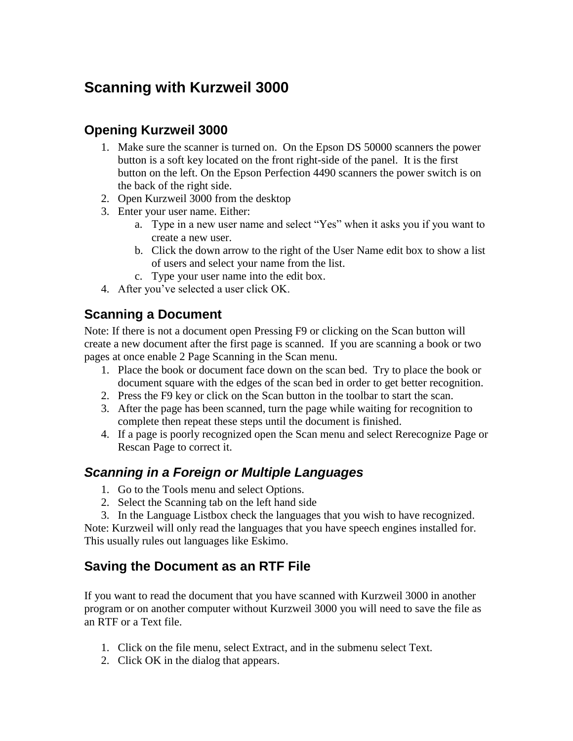# Scanning with Kurzweil 3000

## Opening Kurzweil 3000

1. Make sure the scanner is turned on. On the Epson DS 50000 scanners the power button is a soft key located on the front right-side of the panel. It is the first button on the left. On the Epson Perfection 4490 scanners the power switch is on the back of the right side.
2. Open Kurzweil 3000 from the desktop
3. Enter your user name. Either:
   a. Type in a new user name and select "Yes" when it asks you if you want to create a new user.
   b. Click the down arrow to the right of the User Name edit box to show a list of users and select your name from the list.
   c. Type your user name into the edit box.
4. After you've selected a user click OK.

## Scanning a Document

Note: If there is not a document open Pressing F9 or clicking on the Scan button will create a new document after the first page is scanned. If you are scanning a book or two pages at once enable 2 Page Scanning in the Scan menu.

1. Place the book or document face down on the scan bed. Try to place the book or document square with the edges of the scan bed in order to get better recognition.
2. Press the F9 key or click on the Scan button in the toolbar to start the scan.
3. After the page has been scanned, turn the page while waiting for recognition to complete then repeat these steps until the document is finished.
4. If a page is poorly recognized open the Scan menu and select Rerecognize Page or Rescan Page to correct it.

### *Scanning in a Foreign or Multiple Languages*

1. Go to the Tools menu and select Options.
2. Select the Scanning tab on the left hand side
3. In the Language Listbox check the languages that you wish to have recognized.

Note: Kurzweil will only read the languages that you have speech engines installed for. This usually rules out languages like Eskimo.

## Saving the Document as an RTF File

If you want to read the document that you have scanned with Kurzweil 3000 in another program or on another computer without Kurzweil 3000 you will need to save the file as an RTF or a Text file.

1. Click on the file menu, select Extract, and in the submenu select Text.
2. Click OK in the dialog that appears.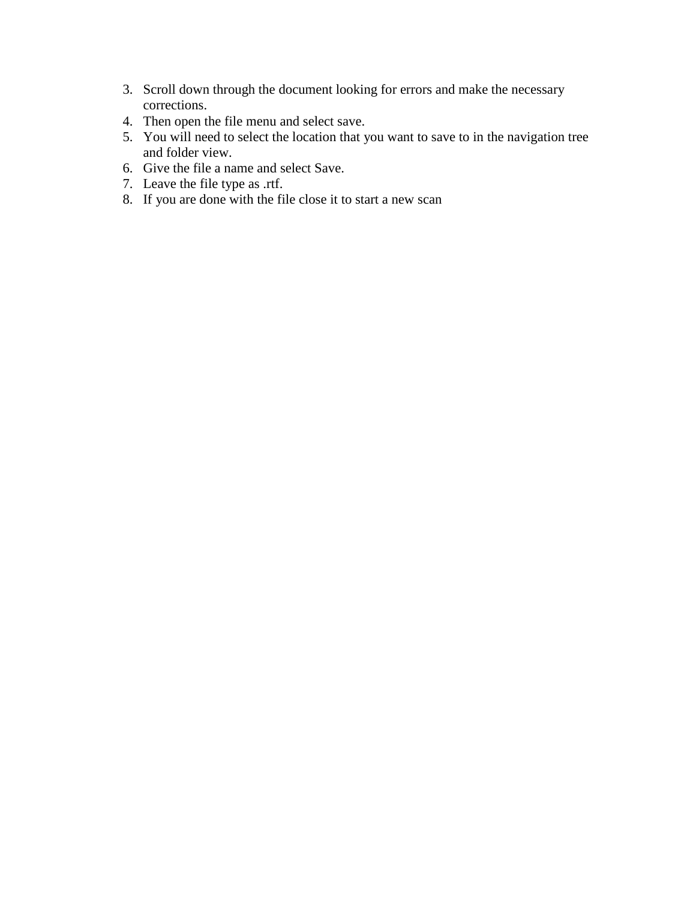3. Scroll down through the document looking for errors and make the necessary corrections.
4. Then open the file menu and select save.
5. You will need to select the location that you want to save to in the navigation tree and folder view.
6. Give the file a name and select Save.
7. Leave the file type as .rtf.
8. If you are done with the file close it to start a new scan